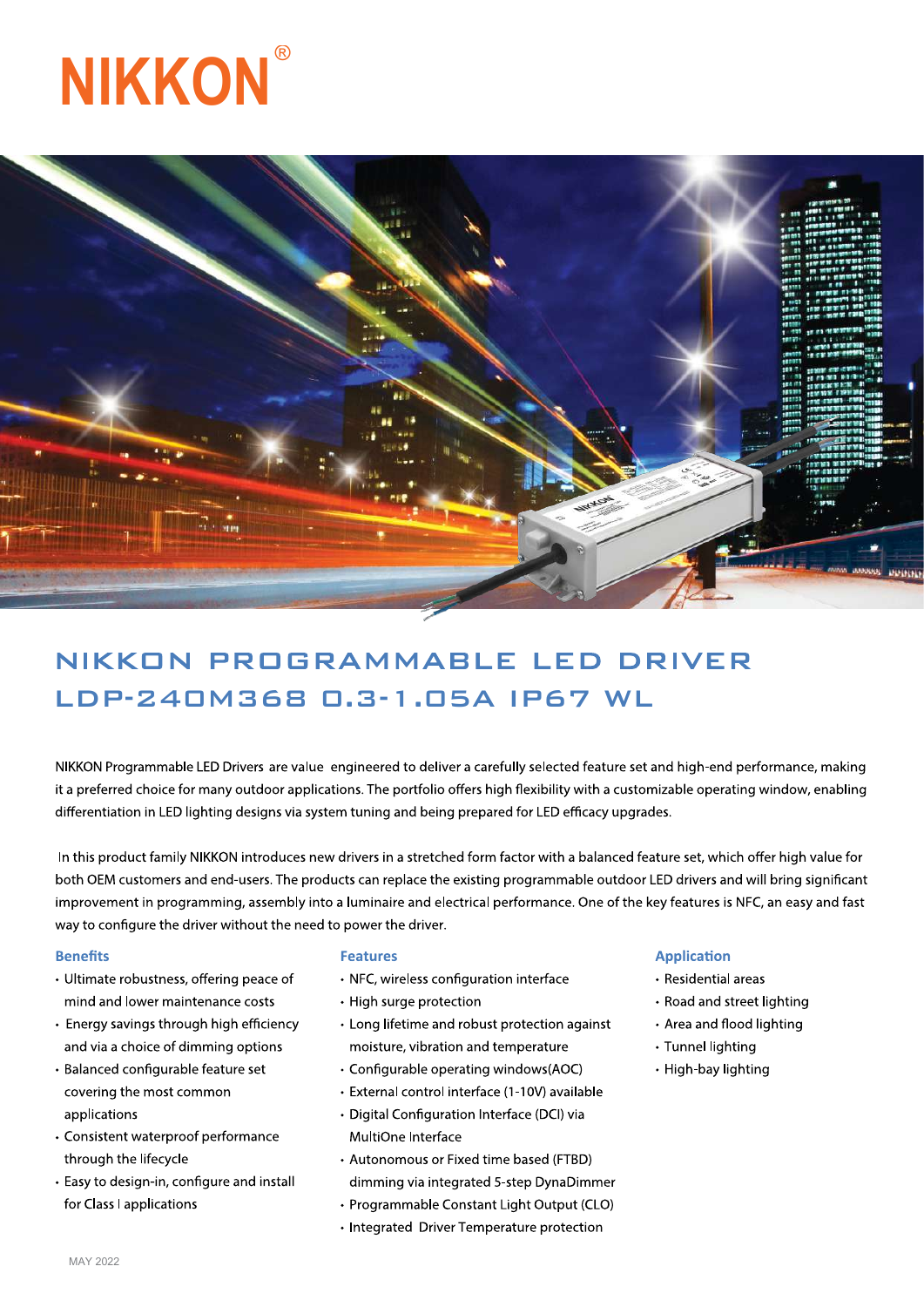# NIKKON®

## NIKKON PROGRAMMABLE LED DRIVER
## LDP-240M368 0.3-1.05A IP67 WL

NIKKON Programmable LED Drivers are value engineered to deliver a carefully selected feature set and high-end performance, making it a preferred choice for many outdoor applications. The portfolio offers high flexibility with a customizable operating window, enabling differentiation in LED lighting designs via system tuning and being prepared for LED efficacy upgrades.

In this product family NIKKON introduces new drivers in a stretched form factor with a balanced feature set, which offer high value for both OEM customers and end-users. The products can replace the existing programmable outdoor LED drivers and will bring significant improvement in programming, assembly into a luminaire and electrical performance. One of the key features is NFC, an easy and fast way to configure the driver without the need to power the driver.

### Benefits

- Ultimate robustness, offering peace of mind and lower maintenance costs
- Energy savings through high efficiency and via a choice of dimming options
- Balanced configurable feature set covering the most common applications
- Consistent waterproof performance through the lifecycle
- Easy to design-in, configure and install for Class I applications

### Features

- NFC, wireless configuration interface
- High surge protection
- Long lifetime and robust protection against moisture, vibration and temperature
- Configurable operating windows(AOC)
- External control interface (1-10V) available
- Digital Configuration Interface (DCI) via MultiOne Interface
- Autonomous or Fixed time based (FTBD) dimming via integrated 5-step DynaDimmer
- Programmable Constant Light Output (CLO)
- Integrated Driver Temperature protection

### Application

- Residential areas
- Road and street lighting
- Area and flood lighting
- Tunnel lighting
- High-bay lighting

MAY 2022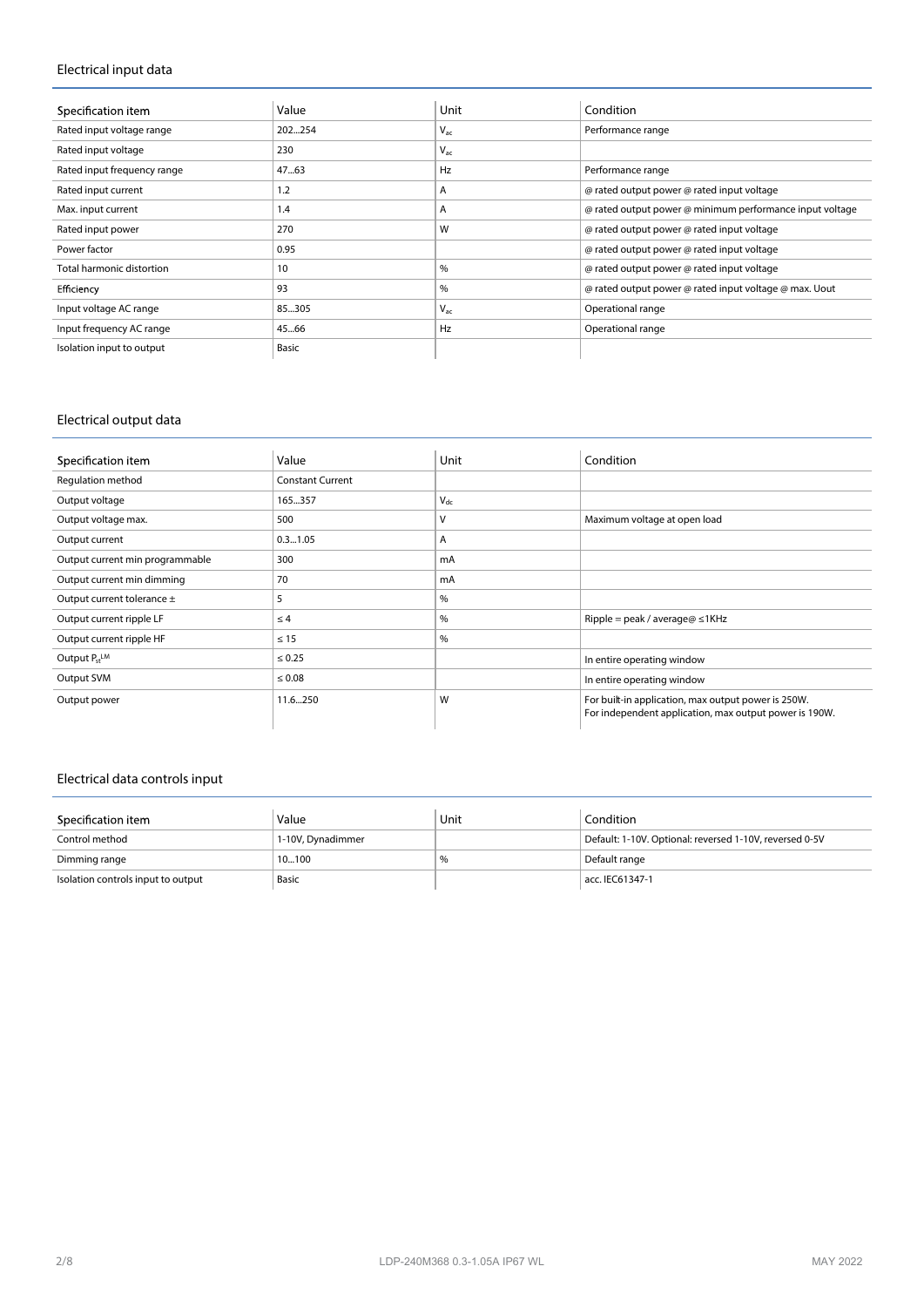## Electrical input data

| Specification item | Value | Unit | Condition |
| --- | --- | --- | --- |
| Rated input voltage range | 202...254 | $V_{ac}$ | Performance range |
| Rated input voltage | 230 | $V_{ac}$ | |
| Rated input frequency range | 47...63 | Hz | Performance range |
| Rated input current | 1.2 | A | @ rated output power @ rated input voltage |
| Max. input current | 1.4 | A | @ rated output power @ minimum performance input voltage |
| Rated input power | 270 | W | @ rated output power @ rated input voltage |
| Power factor | 0.95 | | @ rated output power @ rated input voltage |
| Total harmonic distortion | 10 | % | @ rated output power @ rated input voltage |
| Efficiency | 93 | % | @ rated output power @ rated input voltage @ max. Uout |
| Input voltage AC range | 85...305 | $V_{ac}$ | Operational range |
| Input frequency AC range | 45...66 | Hz | Operational range |
| Isolation input to output | Basic | | |

## Electrical output data

| Specification item | Value | Unit | Condition |
| --- | --- | --- | --- |
| Regulation method | Constant Current | | |
| Output voltage | 165...357 | $V_{dc}$ | |
| Output voltage max. | 500 | V | Maximum voltage at open load |
| Output current | 0.3...1.05 | A | |
| Output current min programmable | 300 | mA | |
| Output current min dimming | 70 | mA | |
| Output current tolerance ± | 5 | % | |
| Output current ripple LF | ≤ 4 | % | Ripple = peak / average@ ≤1KHz |
| Output current ripple HF | ≤ 15 | % | |
| Output $P_{st}^{LM}$ | ≤ 0.25 | | In entire operating window |
| Output SVM | ≤ 0.08 | | In entire operating window |
| Output power | 11.6...250 | W | For built-in application, max output power is 250W. For independent application, max output power is 190W. |

## Electrical data controls input

| Specification item | Value | Unit | Condition |
| --- | --- | --- | --- |
| Control method | 1-10V, Dynadimmer | | Default: 1-10V. Optional: reversed 1-10V, reversed 0-5V |
| Dimming range | 10...100 | % | Default range |
| Isolation controls input to output | Basic | | acc. IEC61347-1 |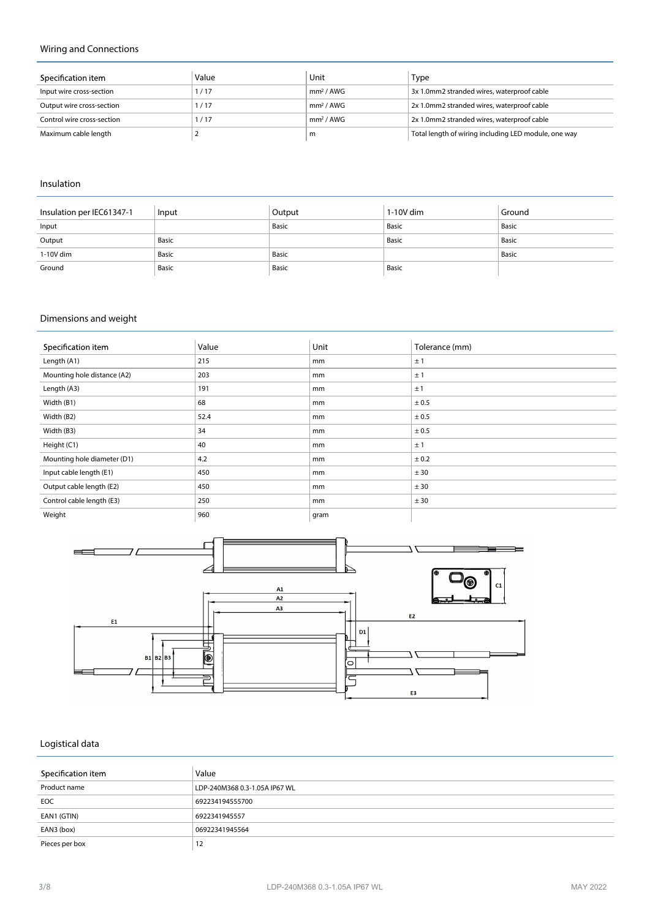## Wiring and Connections

| Specification item | Value | Unit | Type |
|---|---|---|---|
| Input wire cross-section | 1 / 17 | mm² / AWG | 3x 1.0mm2 stranded wires, waterproof cable |
| Output wire cross-section | 1 / 17 | mm² / AWG | 2x 1.0mm2 stranded wires, waterproof cable |
| Control wire cross-section | 1 / 17 | mm² / AWG | 2x 1.0mm2 stranded wires, waterproof cable |
| Maximum cable length | 2 | m | Total length of wiring including LED module, one way |

## Insulation

| Insulation per IEC61347-1 | Input | Output | 1-10V dim | Ground |
|---|---|---|---|---|
| Input | | Basic | Basic | Basic |
| Output | Basic | | Basic | Basic |
| 1-10V dim | Basic | Basic | | Basic |
| Ground | Basic | Basic | Basic | |

## Dimensions and weight

| Specification item | Value | Unit | Tolerance (mm) |
|---|---|---|---|
| Length (A1) | 215 | mm | ± 1 |
| Mounting hole distance (A2) | 203 | mm | ± 1 |
| Length (A3) | 191 | mm | ± 1 |
| Width (B1) | 68 | mm | ± 0.5 |
| Width (B2) | 52.4 | mm | ± 0.5 |
| Width (B3) | 34 | mm | ± 0.5 |
| Height (C1) | 40 | mm | ± 1 |
| Mounting hole diameter (D1) | 4.2 | mm | ± 0.2 |
| Input cable length (E1) | 450 | mm | ± 30 |
| Output cable length (E2) | 450 | mm | ± 30 |
| Control cable length (E3) | 250 | mm | ± 30 |
| Weight | 960 | gram | |

## Logistical data

| Specification item | Value |
|---|---|
| Product name | LDP-240M368 0.3-1.05A IP67 WL |
| EOC | 692234194555700 |
| EAN1 (GTIN) | 6922341945557 |
| EAN3 (box) | 06922341945564 |
| Pieces per box | 12 |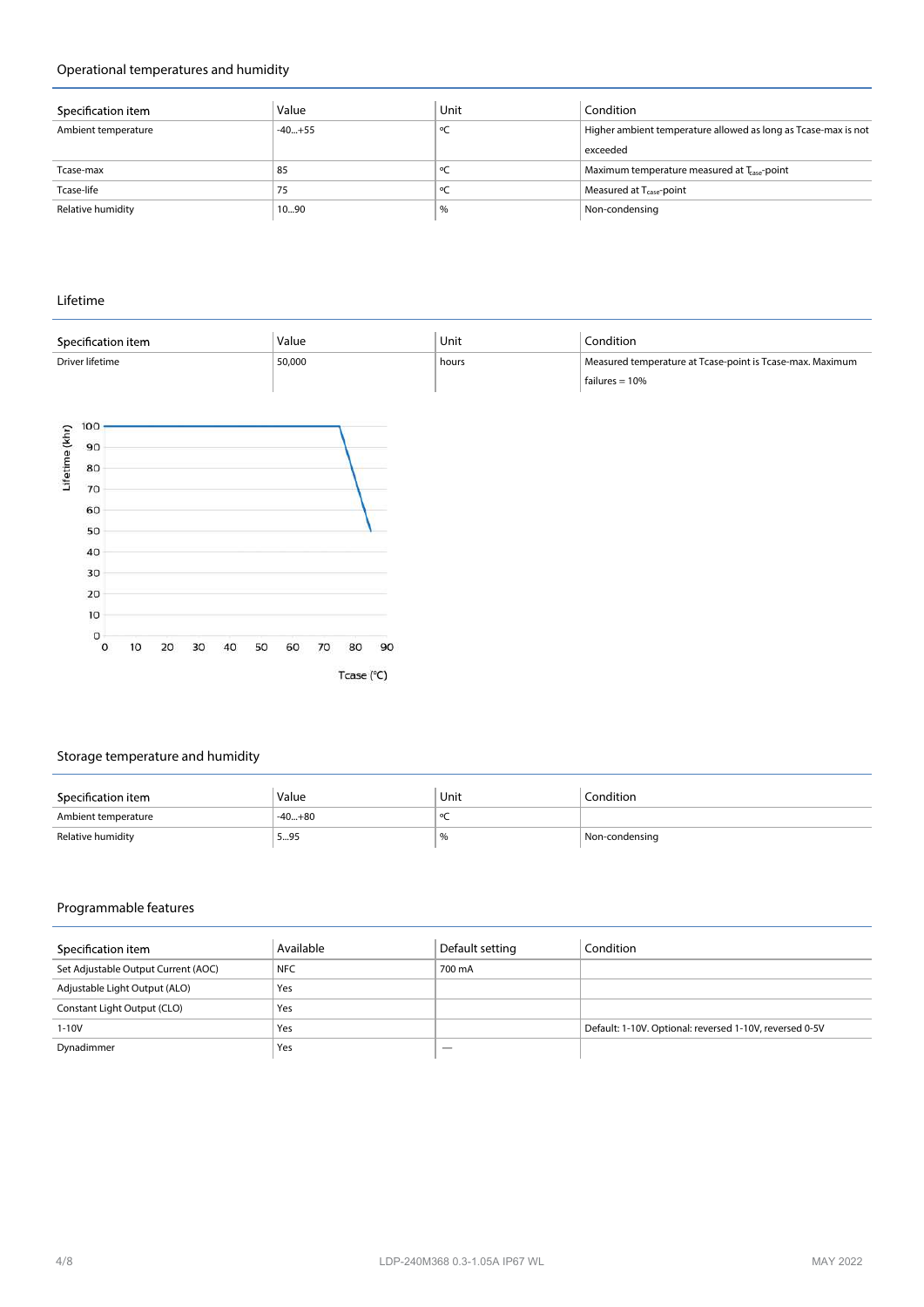## Operational temperatures and humidity

| Specification item | Value | Unit | Condition |
|---|---|---|---|
| Ambient temperature | -40...+55 | ºC | Higher ambient temperature allowed as long as Tcase-max is not exceeded |
| Tcase-max | 85 | ºC | Maximum temperature measured at $T_{case}$-point |
| Tcase-life | 75 | ºC | Measured at $T_{case}$-point |
| Relative humidity | 10...90 | % | Non-condensing |

## Lifetime

| Specification item | Value | Unit | Condition |
|---|---|---|---|
| Driver lifetime | 50,000 | hours | Measured temperature at Tcase-point is Tcase-max. Maximum failures = 10% |

## Storage temperature and humidity

| Specification item | Value | Unit | Condition |
|---|---|---|---|
| Ambient temperature | -40...+80 | ºC | |
| Relative humidity | 5...95 | % | Non-condensing |

## Programmable features

| Specification item | Available | Default setting | Condition |
|---|---|---|---|
| Set Adjustable Output Current (AOC) | NFC | 700 mA | |
| Adjustable Light Output (ALO) | Yes | | |
| Constant Light Output (CLO) | Yes | | |
| 1-10V | Yes | | Default: 1-10V. Optional: reversed 1-10V, reversed 0-5V |
| Dynadimmer | Yes | — | |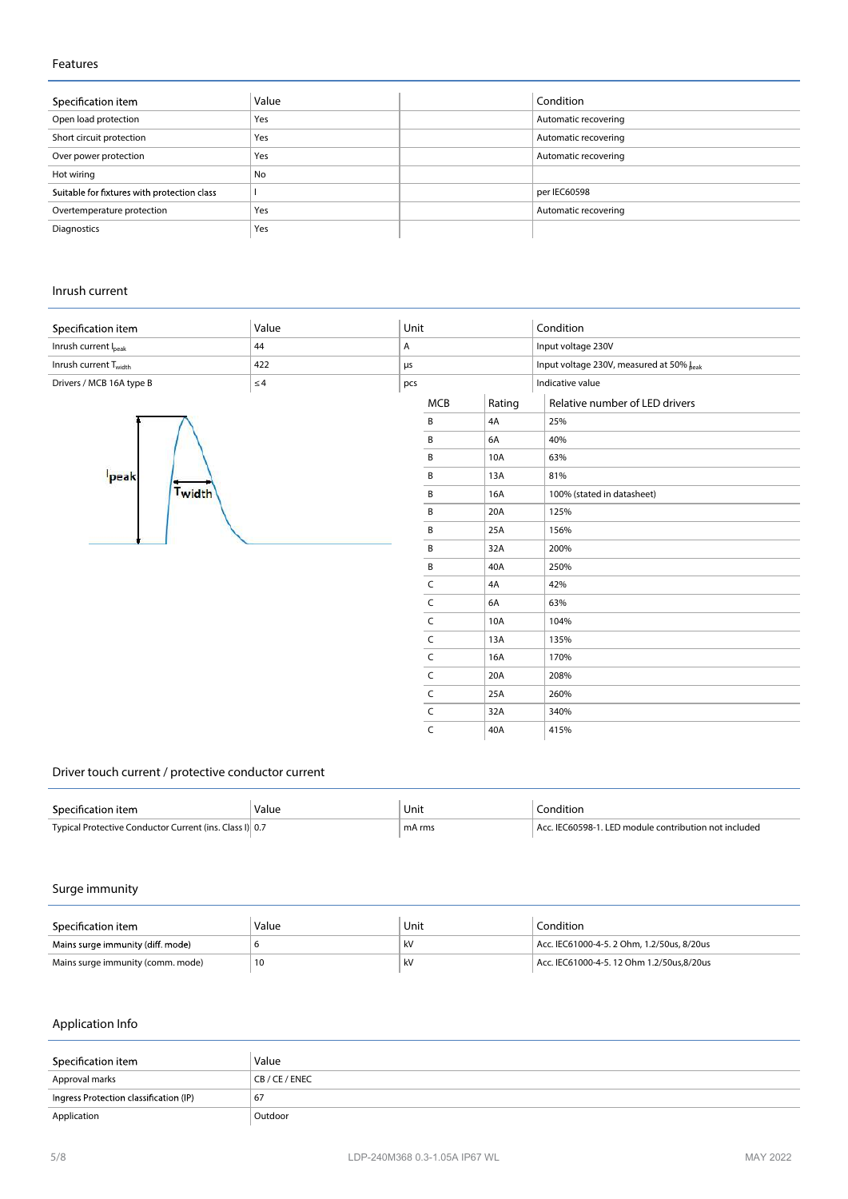## Features

| Specification item | Value | | Condition |
|---|---|---|---|
| Open load protection | Yes | | Automatic recovering |
| Short circuit protection | Yes | | Automatic recovering |
| Over power protection | Yes | | Automatic recovering |
| Hot wiring | No | | |
| Suitable for fixtures with protection class | I | | per IEC60598 |
| Overtemperature protection | Yes | | Automatic recovering |
| Diagnostics | Yes | | |

## Inrush current

| Specification item | Value | Unit | Condition |
|---|---|---|---|
| Inrush current $I_{peak}$ | 44 | A | Input voltage 230V |
| Inrush current $T_{width}$ | 422 | µs | Input voltage 230V, measured at 50% $I_{peak}$ |
| Drivers / MCB 16A type B | ≤4 | pcs | Indicative value |

| MCB | Rating | Relative number of LED drivers |
|---|---|---|
| B | 4A | 25% |
| B | 6A | 40% |
| B | 10A | 63% |
| B | 13A | 81% |
| B | 16A | 100% (stated in datasheet) |
| B | 20A | 125% |
| B | 25A | 156% |
| B | 32A | 200% |
| B | 40A | 250% |
| C | 4A | 42% |
| C | 6A | 63% |
| C | 10A | 104% |
| C | 13A | 135% |
| C | 16A | 170% |
| C | 20A | 208% |
| C | 25A | 260% |
| C | 32A | 340% |
| C | 40A | 415% |

## Driver touch current / protective conductor current

| Specification item | Value | Unit | Condition |
|---|---|---|---|
| Typical Protective Conductor Current (ins. Class I) | 0.7 | mA rms | Acc. IEC60598-1. LED module contribution not included |

## Surge immunity

| Specification item | Value | Unit | Condition |
|---|---|---|---|
| Mains surge immunity (diff. mode) | 6 | kV | Acc. IEC61000-4-5. 2 Ohm, 1.2/50us, 8/20us |
| Mains surge immunity (comm. mode) | 10 | kV | Acc. IEC61000-4-5. 12 Ohm 1.2/50us,8/20us |

## Application Info

| Specification item | Value |
|---|---|
| Approval marks | CB / CE / ENEC |
| Ingress Protection classification (IP) | 67 |
| Application | Outdoor |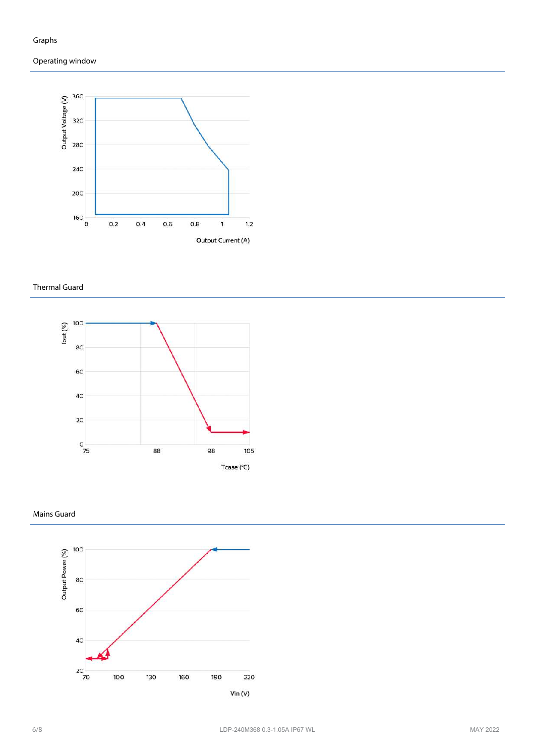# Graphs

## Operating window

## Thermal Guard

## Mains Guard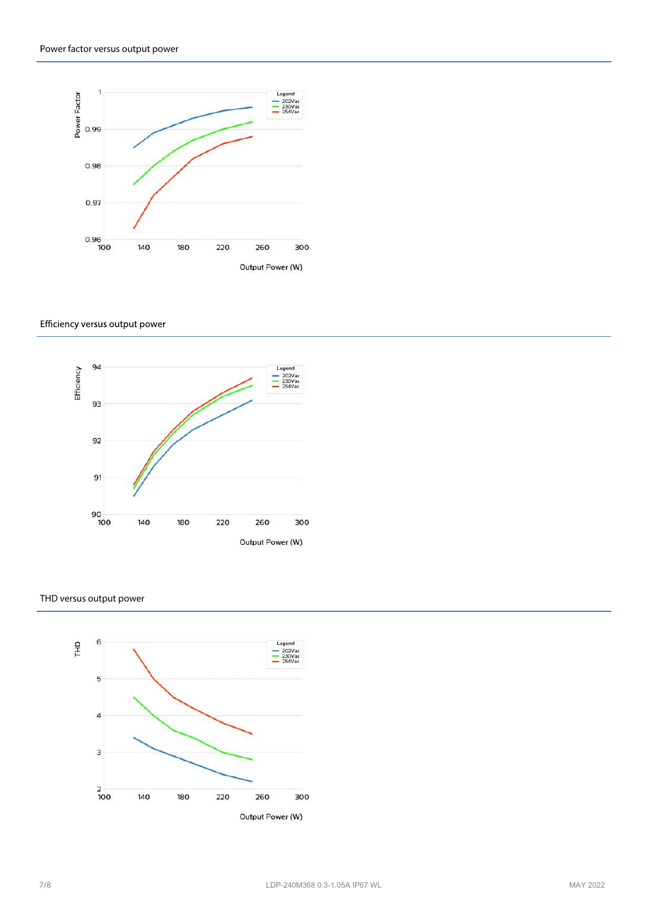## Power factor versus output power

## Efficiency versus output power

## THD versus output power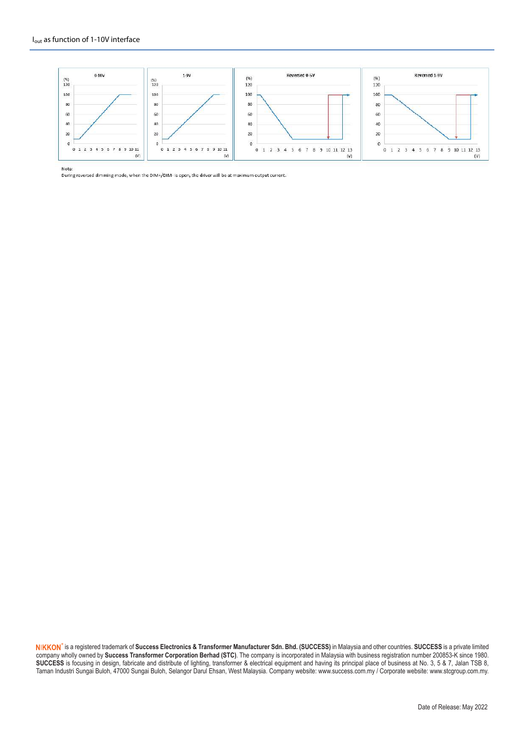## $I_{out}$ as function of 1-10V interface

0-10V

(%)
120
100
80
60
40
20
0
0 1 2 3 4 5 6 7 8 9 10 11
(V)

1-9V

(%)
120
100
80
60
40
20
0
0 1 2 3 4 5 6 7 8 9 10 11
(V)

Reversed 0-5V

(%)
120
100
80
60
40
20
0
0 1 2 3 4 5 6 7 8 9 10 11 12 13
(V)

Reversed 1-9V

(%)
120
100
80
60
40
20
0
0 1 2 3 4 5 6 7 8 9 10 11 12 13
(V)

Note:
During reversed dimming mode, when the DIM+/DIM- is open, the driver will be at maximum output current.

NIKKON® is a registered trademark of **Success Electronics & Transformer Manufacturer Sdn. Bhd. (SUCCESS)** in Malaysia and other countries. **SUCCESS** is a private limited company wholly owned by **Success Transformer Corporation Berhad (STC)**. The company is incorporated in Malaysia with business registration number 200853-K since 1980. **SUCCESS** is focusing in design, fabricate and distribute of lighting, transformer & electrical equipment and having its principal place of business at No. 3, 5 & 7, Jalan TSB 8, Taman Industri Sungai Buloh, 47000 Sungai Buloh, Selangor Darul Ehsan, West Malaysia. Company website: www.success.com.my / Corporate website: www.stcgroup.com.my.

Date of Release: May 2022